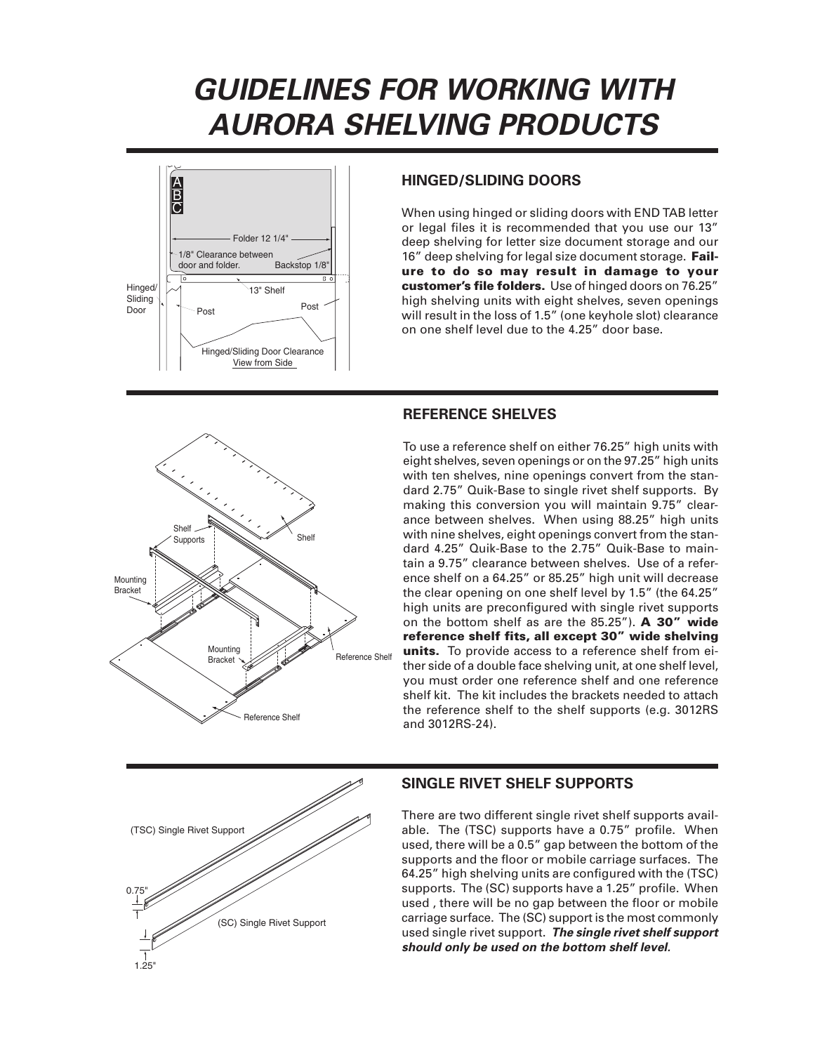# GUIDELINES FOR WORKING WITH AURORA SHELVING PRODUCTS

## HINGED/SLIDING DOORS

When using hinged or sliding doors with END TAB letter or legal files it is recommended that you use our 13" deep shelving for letter size document storage and our 16" deep shelving for legal size document storage. **Failure to do so may result in damage to your customer's file folders.** Use of hinged doors on 76.25" high shelving units with eight shelves, seven openings will result in the loss of 1.5" (one keyhole slot) clearance on one shelf level due to the 4.25" door base.

## REFERENCE SHELVES

To use a reference shelf on either 76.25" high units with eight shelves, seven openings or on the 97.25" high units with ten shelves, nine openings convert from the standard 2.75" Quik-Base to single rivet shelf supports. By making this conversion you will maintain 9.75" clearance between shelves. When using 88.25" high units with nine shelves, eight openings convert from the standard 4.25" Quik-Base to the 2.75" Quik-Base to maintain a 9.75" clearance between shelves. Use of a reference shelf on a 64.25" or 85.25" high unit will decrease the clear opening on one shelf level by 1.5" (the 64.25" high units are preconfigured with single rivet supports on the bottom shelf as are the 85.25"). **A 30" wide reference shelf fits, all except 30" wide shelving units.** To provide access to a reference shelf from either side of a double face shelving unit, at one shelf level, you must order one reference shelf and one reference shelf kit. The kit includes the brackets needed to attach the reference shelf to the shelf supports (e.g. 3012RS and 3012RS-24).

## SINGLE RIVET SHELF SUPPORTS

There are two different single rivet shelf supports available. The (TSC) supports have a 0.75" profile. When used, there will be a 0.5" gap between the bottom of the supports and the floor or mobile carriage surfaces. The 64.25" high shelving units are configured with the (TSC) supports. The (SC) supports have a 1.25" profile. When used , there will be no gap between the floor or mobile carriage surface. The (SC) support is the most commonly used single rivet support. ***The single rivet shelf support should only be used on the bottom shelf level.***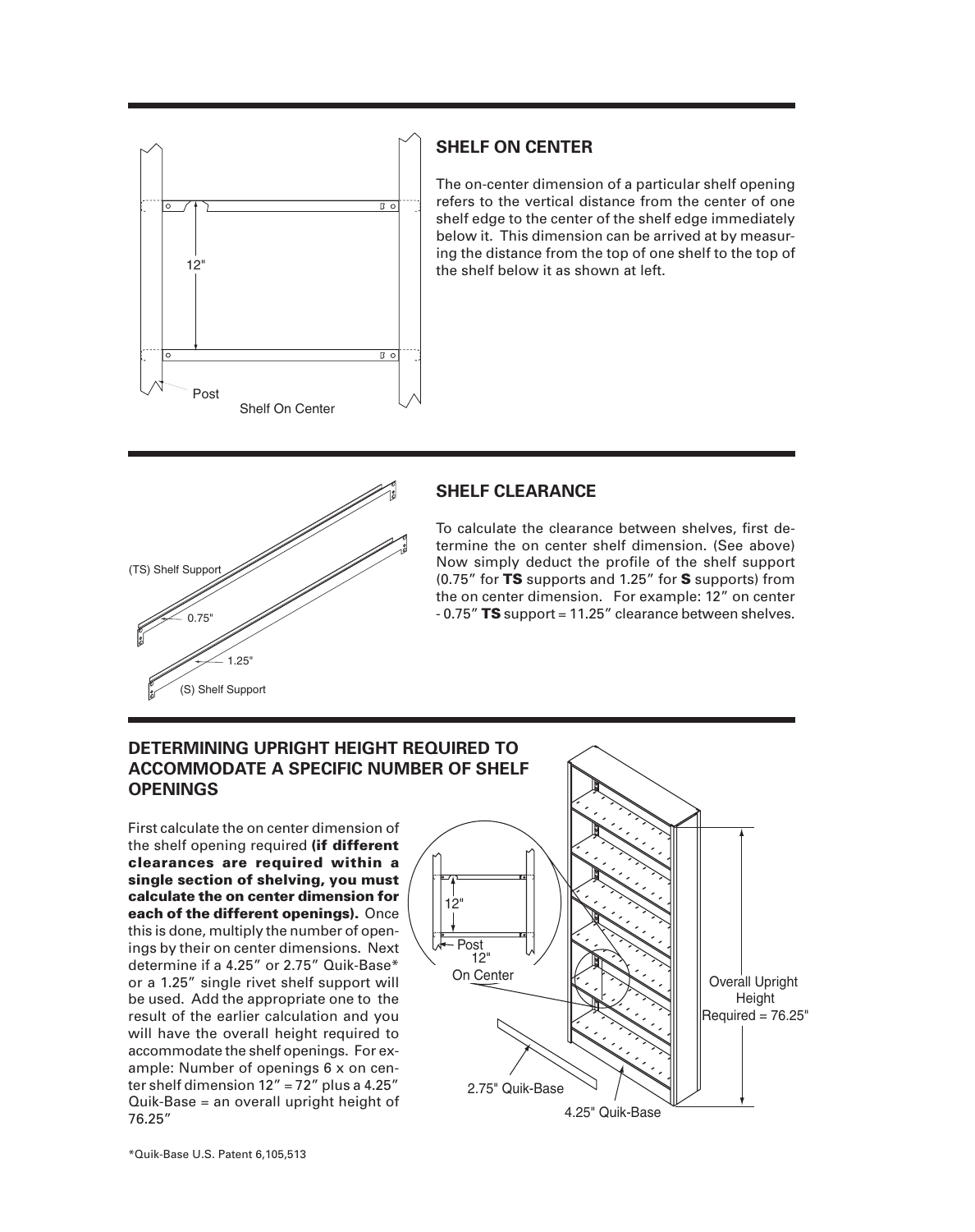## SHELF ON CENTER

The on-center dimension of a particular shelf opening refers to the vertical distance from the center of one shelf edge to the center of the shelf edge immediately below it. This dimension can be arrived at by measuring the distance from the top of one shelf to the top of the shelf below it as shown at left.

12"

Post

Shelf On Center

## SHELF CLEARANCE

To calculate the clearance between shelves, first determine the on center shelf dimension. (See above) Now simply deduct the profile of the shelf support (0.75" for **TS** supports and 1.25" for **S** supports) from the on center dimension. For example: 12" on center - 0.75" **TS** support = 11.25" clearance between shelves.

(TS) Shelf Support

0.75"

1.25"

(S) Shelf Support

## DETERMINING UPRIGHT HEIGHT REQUIRED TO ACCOMMODATE A SPECIFIC NUMBER OF SHELF OPENINGS

First calculate the on center dimension of the shelf opening required **(if different clearances are required within a single section of shelving, you must calculate the on center dimension for each of the different openings).** Once this is done, multiply the number of openings by their on center dimensions. Next determine if a 4.25" or 2.75" Quik-Base* or a 1.25" single rivet shelf support will be used. Add the appropriate one to the result of the earlier calculation and you will have the overall height required to accommodate the shelf openings. For example: Number of openings 6 x on center shelf dimension 12" = 72" plus a 4.25" Quik-Base = an overall upright height of 76.25"

12"

Post

12" On Center

Overall Upright Height Required = 76.25"

2.75" Quik-Base

4.25" Quik-Base

*Quik-Base U.S. Patent 6,105,513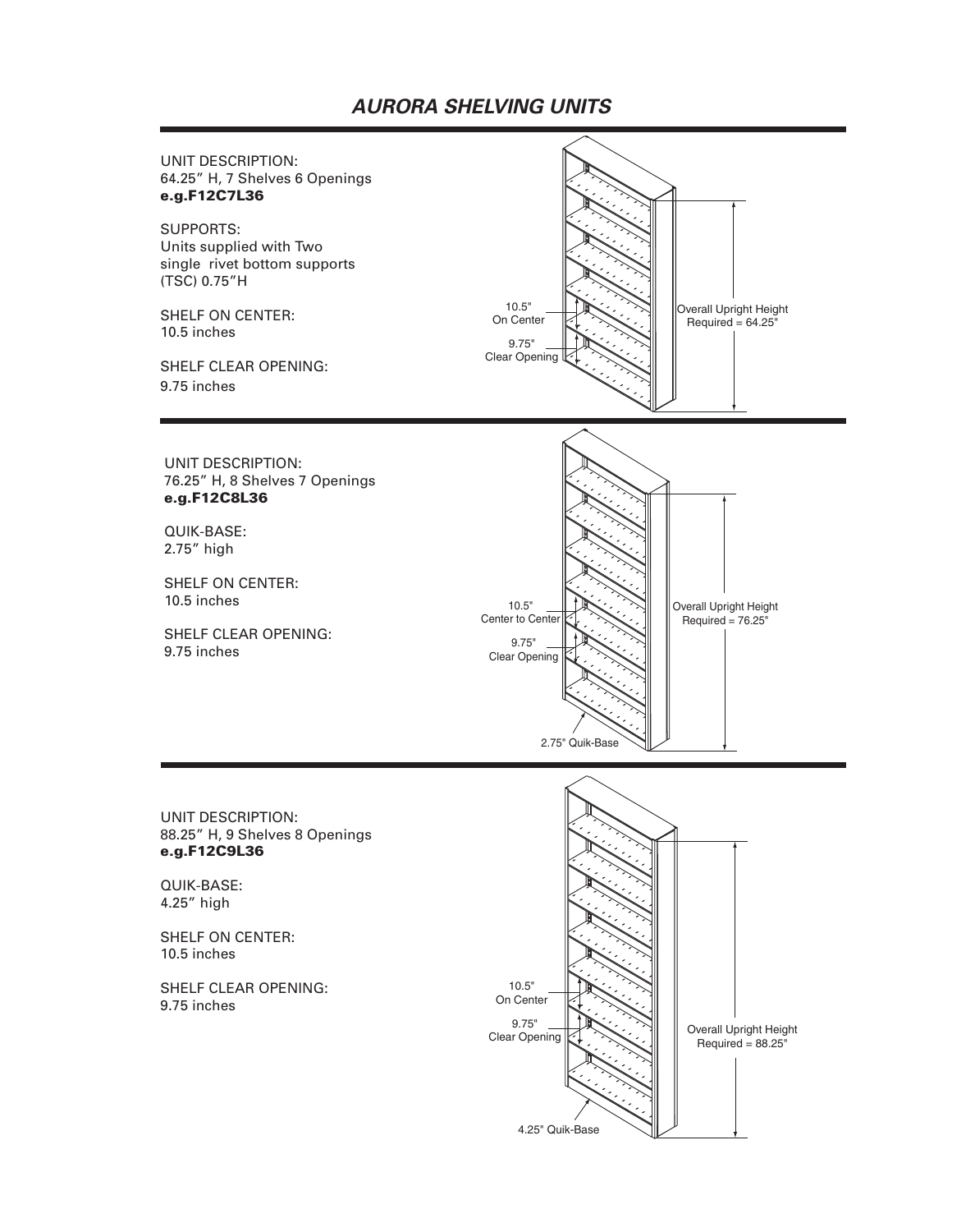# *AURORA SHELVING UNITS*

---

UNIT DESCRIPTION:
64.25" H, 7 Shelves 6 Openings
**e.g.F12C7L36**

SUPPORTS:
Units supplied with Two single rivet bottom supports (TSC) 0.75"H

SHELF ON CENTER:
10.5 inches

SHELF CLEAR OPENING:
9.75 inches

10.5" On Center

9.75" Clear Opening

Overall Upright Height Required = 64.25"

---

UNIT DESCRIPTION:
76.25" H, 8 Shelves 7 Openings
**e.g.F12C8L36**

QUIK-BASE:
2.75" high

SHELF ON CENTER:
10.5 inches

SHELF CLEAR OPENING:
9.75 inches

10.5" Center to Center

9.75" Clear Opening

Overall Upright Height Required = 76.25"

2.75" Quik-Base

---

UNIT DESCRIPTION:
88.25" H, 9 Shelves 8 Openings
**e.g.F12C9L36**

QUIK-BASE:
4.25" high

SHELF ON CENTER:
10.5 inches

SHELF CLEAR OPENING:
9.75 inches

10.5" On Center

9.75" Clear Opening

Overall Upright Height Required = 88.25"

4.25" Quik-Base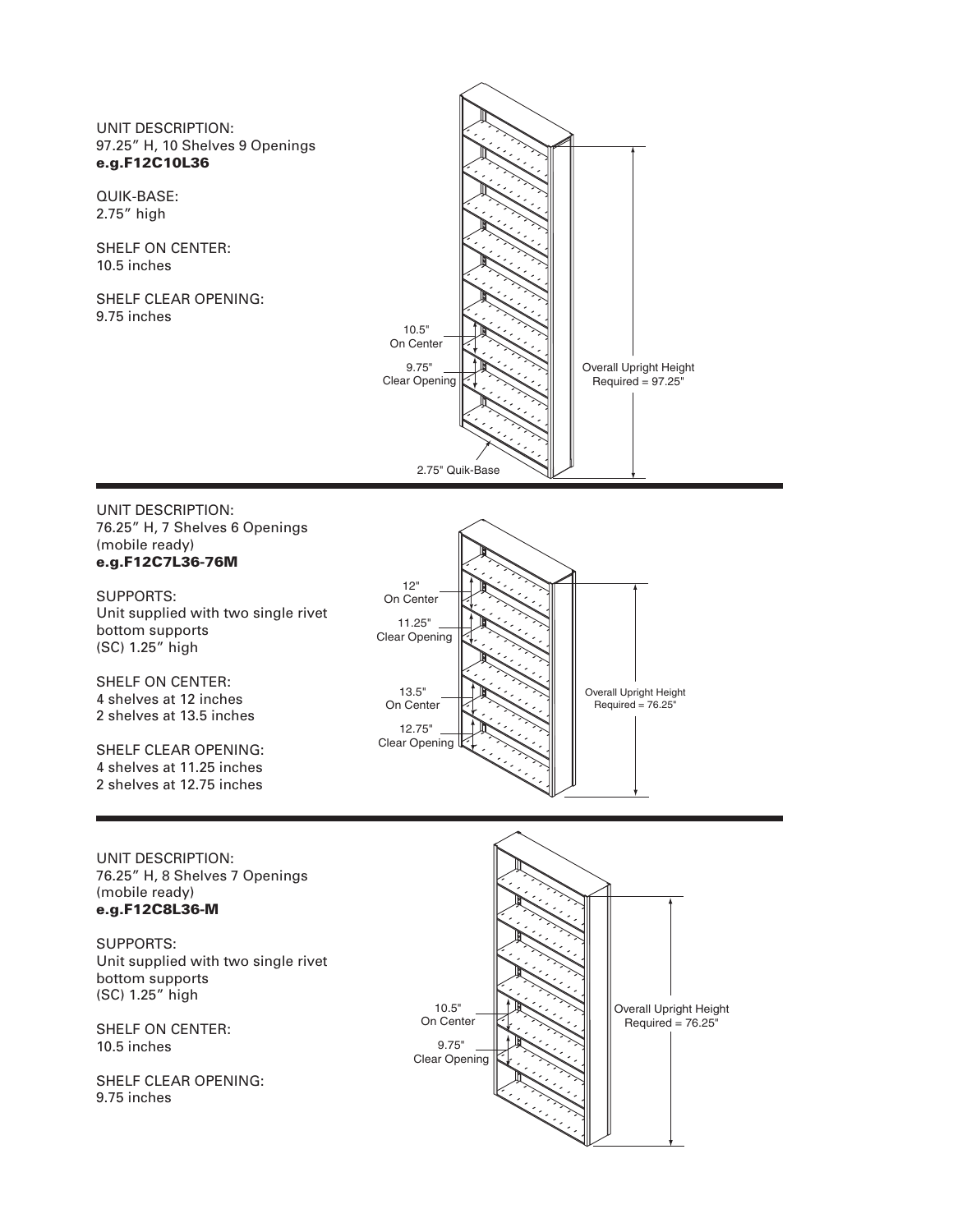UNIT DESCRIPTION:
97.25″ H, 10 Shelves 9 Openings
**e.g.F12C10L36**

QUIK-BASE:
2.75″ high

SHELF ON CENTER:
10.5 inches

SHELF CLEAR OPENING:
9.75 inches

10.5" On Center

9.75" Clear Opening

Overall Upright Height Required = 97.25"

2.75" Quik-Base

---

UNIT DESCRIPTION:
76.25″ H, 7 Shelves 6 Openings
(mobile ready)
**e.g.F12C7L36-76M**

SUPPORTS:
Unit supplied with two single rivet bottom supports
(SC) 1.25″ high

SHELF ON CENTER:
4 shelves at 12 inches
2 shelves at 13.5 inches

SHELF CLEAR OPENING:
4 shelves at 11.25 inches
2 shelves at 12.75 inches

12" On Center

11.25" Clear Opening

13.5" On Center

12.75" Clear Opening

Overall Upright Height Required = 76.25"

---

UNIT DESCRIPTION:
76.25″ H, 8 Shelves 7 Openings
(mobile ready)
**e.g.F12C8L36-M**

SUPPORTS:
Unit supplied with two single rivet bottom supports
(SC) 1.25″ high

SHELF ON CENTER:
10.5 inches

SHELF CLEAR OPENING:
9.75 inches

10.5" On Center

9.75" Clear Opening

Overall Upright Height Required = 76.25"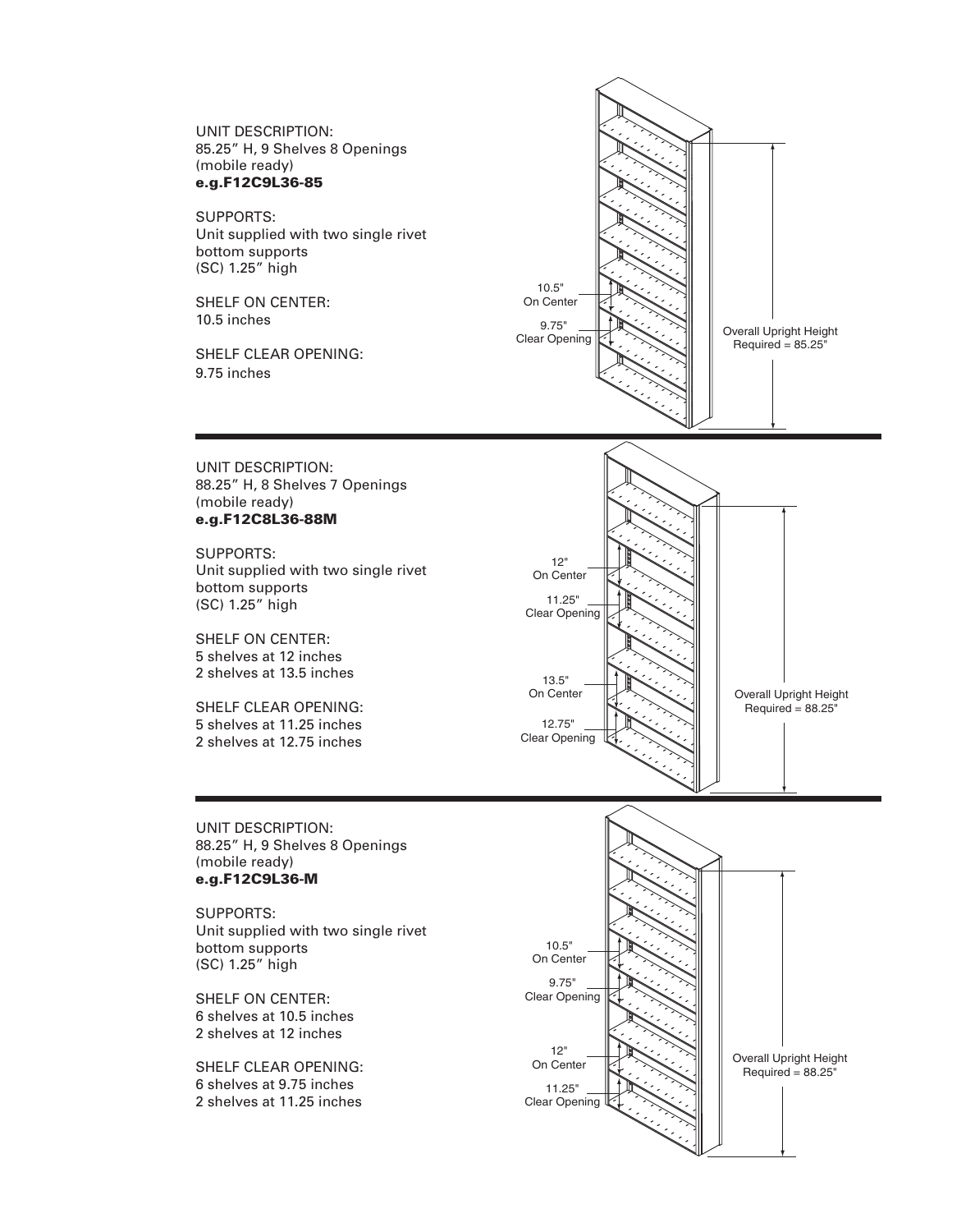UNIT DESCRIPTION:
85.25″ H, 9 Shelves 8 Openings
(mobile ready)
**e.g.F12C9L36-85**

SUPPORTS:
Unit supplied with two single rivet bottom supports
(SC) 1.25″ high

SHELF ON CENTER:
10.5 inches

SHELF CLEAR OPENING:
9.75 inches

10.5"
On Center

9.75"
Clear Opening

Overall Upright Height
Required = 85.25"

---

UNIT DESCRIPTION:
88.25″ H, 8 Shelves 7 Openings
(mobile ready)
**e.g.F12C8L36-88M**

SUPPORTS:
Unit supplied with two single rivet bottom supports
(SC) 1.25″ high

SHELF ON CENTER:
5 shelves at 12 inches
2 shelves at 13.5 inches

SHELF CLEAR OPENING:
5 shelves at 11.25 inches
2 shelves at 12.75 inches

12"
On Center

11.25"
Clear Opening

13.5"
On Center

12.75"
Clear Opening

Overall Upright Height
Required = 88.25"

---

UNIT DESCRIPTION:
88.25″ H, 9 Shelves 8 Openings
(mobile ready)
**e.g.F12C9L36-M**

SUPPORTS:
Unit supplied with two single rivet bottom supports
(SC) 1.25″ high

SHELF ON CENTER:
6 shelves at 10.5 inches
2 shelves at 12 inches

SHELF CLEAR OPENING:
6 shelves at 9.75 inches
2 shelves at 11.25 inches

10.5"
On Center

9.75"
Clear Opening

12"
On Center

11.25"
Clear Opening

Overall Upright Height
Required = 88.25"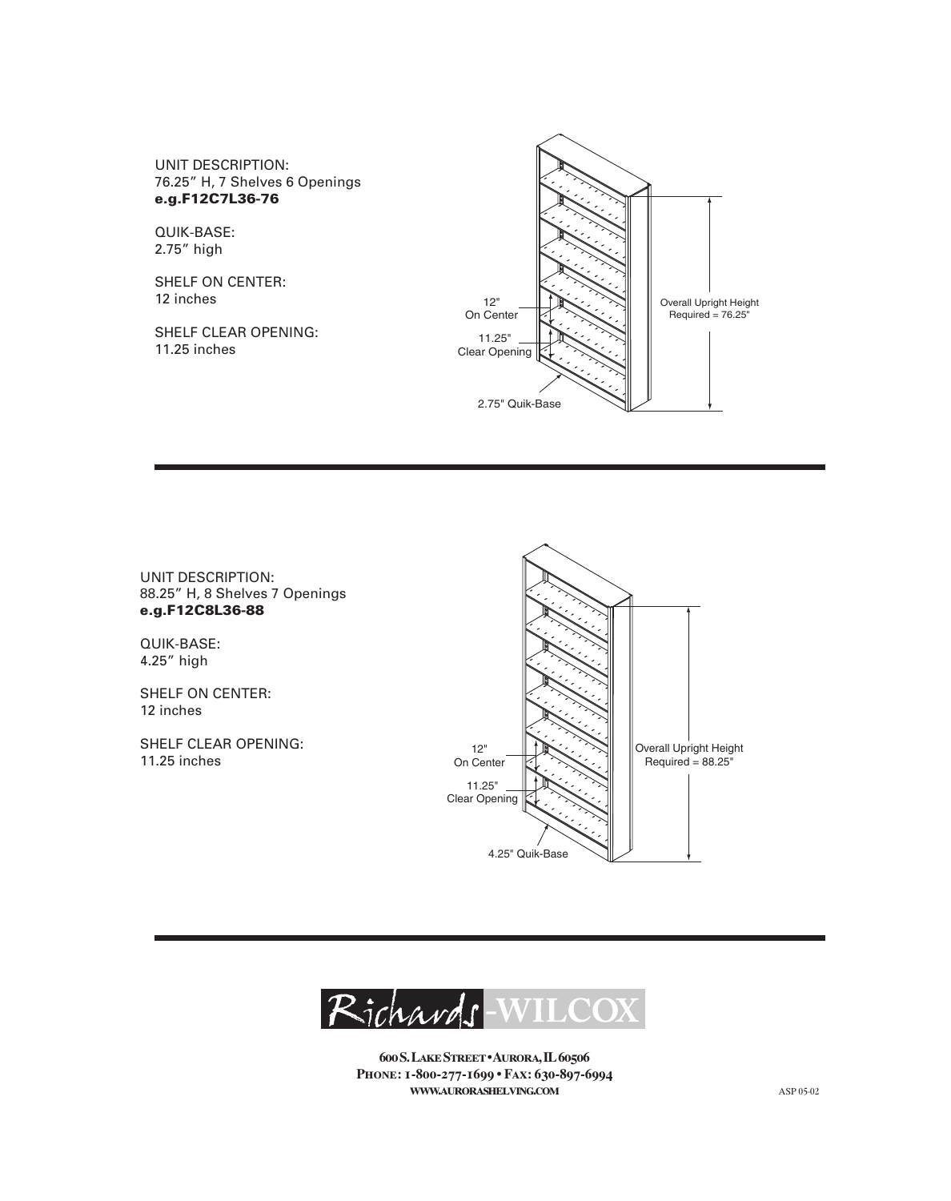UNIT DESCRIPTION:
76.25" H, 7 Shelves 6 Openings
**e.g.F12C7L36-76**

QUIK-BASE:
2.75" high

SHELF ON CENTER:
12 inches

SHELF CLEAR OPENING:
11.25 inches

12"
On Center

11.25"
Clear Opening

2.75" Quik-Base

Overall Upright Height
Required = 76.25"

---

UNIT DESCRIPTION:
88.25" H, 8 Shelves 7 Openings
**e.g.F12C8L36-88**

QUIK-BASE:
4.25" high

SHELF ON CENTER:
12 inches

SHELF CLEAR OPENING:
11.25 inches

12"
On Center

11.25"
Clear Opening

4.25" Quik-Base

Overall Upright Height
Required = 88.25"

---

Richards-WILCOX

**600 S. Lake Street • Aurora, IL 60506**
**Phone: 1-800-277-1699 • Fax: 630-897-6994**
**WWW.AURORASHELVING.COM**

ASP 05-02